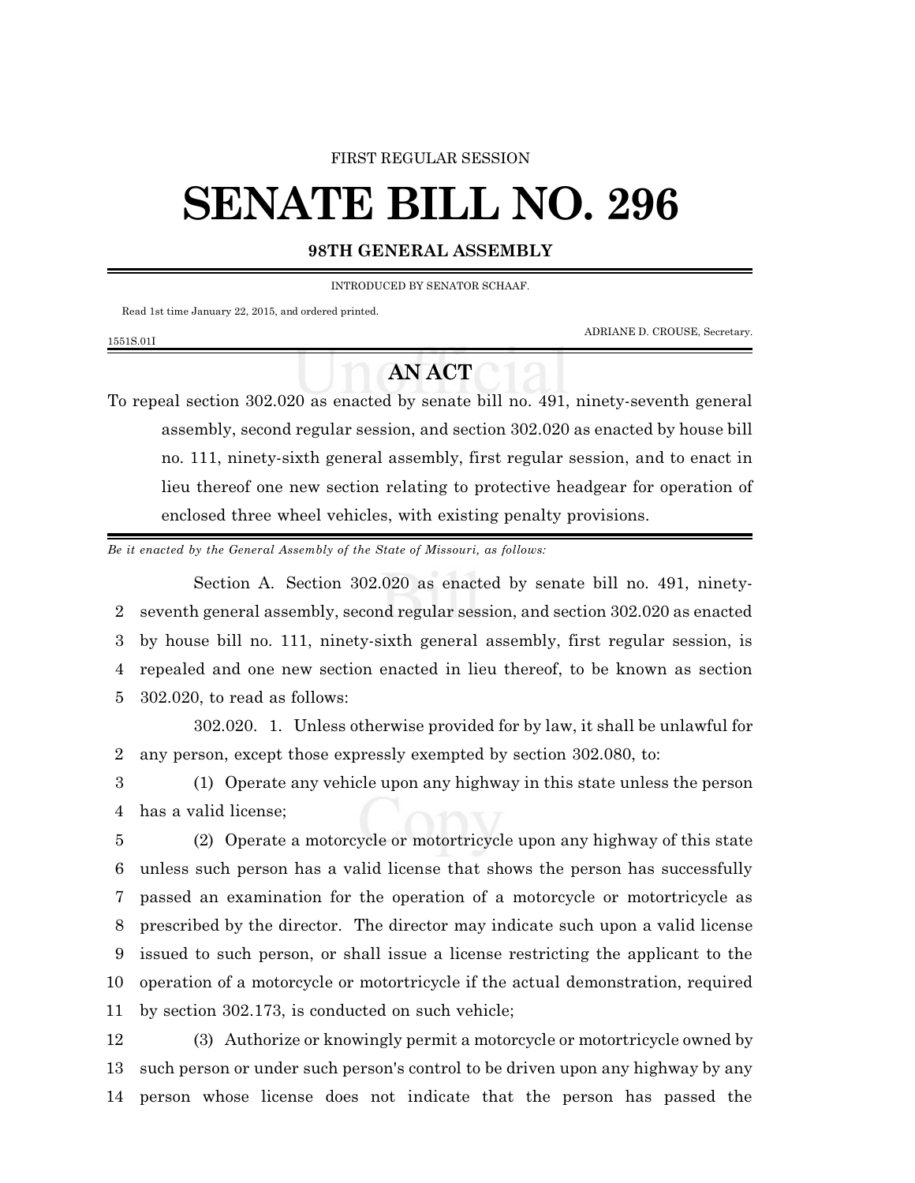FIRST REGULAR SESSION

# SENATE BILL NO. 296

**98TH GENERAL ASSEMBLY**

INTRODUCED BY SENATOR SCHAAF.

Read 1st time January 22, 2015, and ordered printed.

ADRIANE D. CROUSE, Secretary.

1551S.01I

## AN ACT

To repeal section 302.020 as enacted by senate bill no. 491, ninety-seventh general assembly, second regular session, and section 302.020 as enacted by house bill no. 111, ninety-sixth general assembly, first regular session, and to enact in lieu thereof one new section relating to protective headgear for operation of enclosed three wheel vehicles, with existing penalty provisions.

*Be it enacted by the General Assembly of the State of Missouri, as follows:*

Section A. Section 302.020 as enacted by senate bill no. 491, ninety-seventh general assembly, second regular session, and section 302.020 as enacted by house bill no. 111, ninety-sixth general assembly, first regular session, is repealed and one new section enacted in lieu thereof, to be known as section 302.020, to read as follows:

302.020. 1. Unless otherwise provided for by law, it shall be unlawful for any person, except those expressly exempted by section 302.080, to:

(1) Operate any vehicle upon any highway in this state unless the person has a valid license;

(2) Operate a motorcycle or motortricycle upon any highway of this state unless such person has a valid license that shows the person has successfully passed an examination for the operation of a motorcycle or motortricycle as prescribed by the director. The director may indicate such upon a valid license issued to such person, or shall issue a license restricting the applicant to the operation of a motorcycle or motortricycle if the actual demonstration, required by section 302.173, is conducted on such vehicle;

(3) Authorize or knowingly permit a motorcycle or motortricycle owned by such person or under such person's control to be driven upon any highway by any person whose license does not indicate that the person has passed the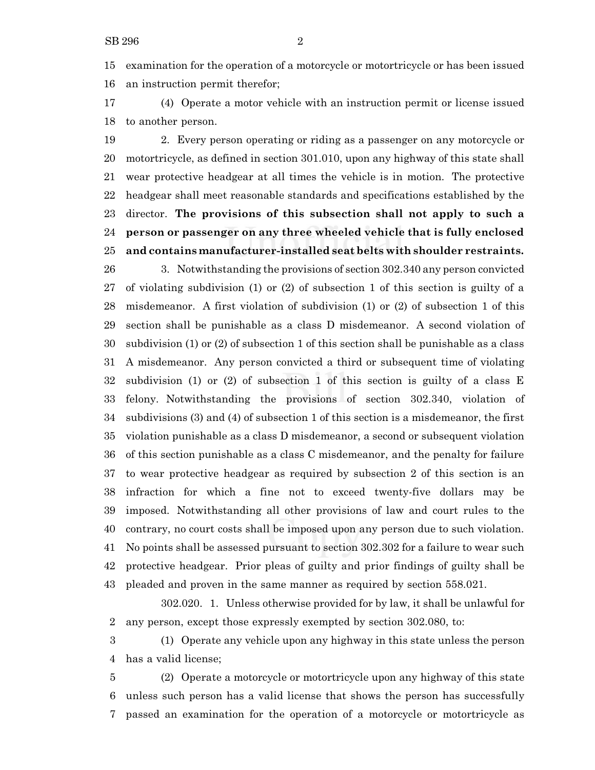examination for the operation of a motorcycle or motortricycle or has been issued an instruction permit therefor;

(4) Operate a motor vehicle with an instruction permit or license issued to another person.

2. Every person operating or riding as a passenger on any motorcycle or motortricycle, as defined in section 301.010, upon any highway of this state shall wear protective headgear at all times the vehicle is in motion. The protective headgear shall meet reasonable standards and specifications established by the director. **The provisions of this subsection shall not apply to such a person or passenger on any three wheeled vehicle that is fully enclosed and contains manufacturer-installed seat belts with shoulder restraints.**

3. Notwithstanding the provisions of section 302.340 any person convicted of violating subdivision (1) or (2) of subsection 1 of this section is guilty of a misdemeanor. A first violation of subdivision (1) or (2) of subsection 1 of this section shall be punishable as a class D misdemeanor. A second violation of subdivision (1) or (2) of subsection 1 of this section shall be punishable as a class A misdemeanor. Any person convicted a third or subsequent time of violating subdivision (1) or (2) of subsection 1 of this section is guilty of a class E felony. Notwithstanding the provisions of section 302.340, violation of subdivisions (3) and (4) of subsection 1 of this section is a misdemeanor, the first violation punishable as a class D misdemeanor, a second or subsequent violation of this section punishable as a class C misdemeanor, and the penalty for failure to wear protective headgear as required by subsection 2 of this section is an infraction for which a fine not to exceed twenty-five dollars may be imposed. Notwithstanding all other provisions of law and court rules to the contrary, no court costs shall be imposed upon any person due to such violation. No points shall be assessed pursuant to section 302.302 for a failure to wear such protective headgear. Prior pleas of guilty and prior findings of guilty shall be pleaded and proven in the same manner as required by section 558.021.

302.020. 1. Unless otherwise provided for by law, it shall be unlawful for any person, except those expressly exempted by section 302.080, to:

(1) Operate any vehicle upon any highway in this state unless the person has a valid license;

(2) Operate a motorcycle or motortricycle upon any highway of this state unless such person has a valid license that shows the person has successfully passed an examination for the operation of a motorcycle or motortricycle as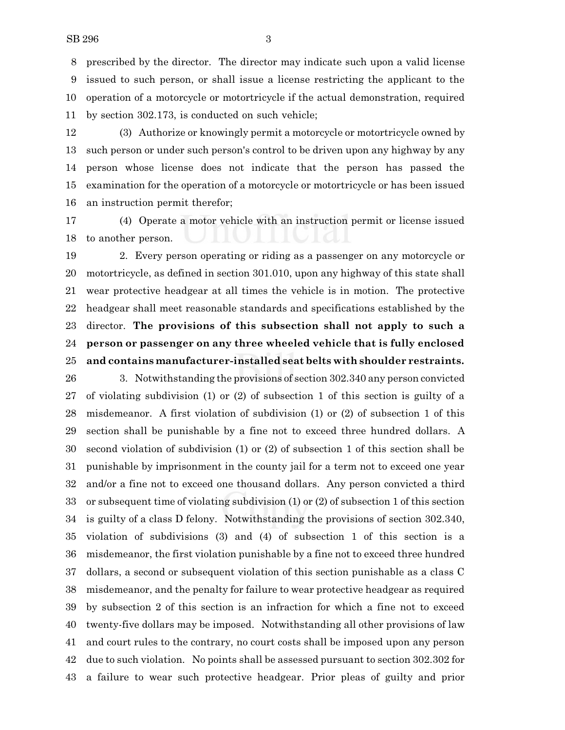prescribed by the director. The director may indicate such upon a valid license issued to such person, or shall issue a license restricting the applicant to the operation of a motorcycle or motortricycle if the actual demonstration, required by section 302.173, is conducted on such vehicle;

(3) Authorize or knowingly permit a motorcycle or motortricycle owned by such person or under such person's control to be driven upon any highway by any person whose license does not indicate that the person has passed the examination for the operation of a motorcycle or motortricycle or has been issued an instruction permit therefor;

(4) Operate a motor vehicle with an instruction permit or license issued to another person.

2. Every person operating or riding as a passenger on any motorcycle or motortricycle, as defined in section 301.010, upon any highway of this state shall wear protective headgear at all times the vehicle is in motion. The protective headgear shall meet reasonable standards and specifications established by the director. **The provisions of this subsection shall not apply to such a person or passenger on any three wheeled vehicle that is fully enclosed and contains manufacturer-installed seat belts with shoulder restraints.**

3. Notwithstanding the provisions of section 302.340 any person convicted of violating subdivision (1) or (2) of subsection 1 of this section is guilty of a misdemeanor. A first violation of subdivision (1) or (2) of subsection 1 of this section shall be punishable by a fine not to exceed three hundred dollars. A second violation of subdivision (1) or (2) of subsection 1 of this section shall be punishable by imprisonment in the county jail for a term not to exceed one year and/or a fine not to exceed one thousand dollars. Any person convicted a third or subsequent time of violating subdivision (1) or (2) of subsection 1 of this section is guilty of a class D felony. Notwithstanding the provisions of section 302.340, violation of subdivisions (3) and (4) of subsection 1 of this section is a misdemeanor, the first violation punishable by a fine not to exceed three hundred dollars, a second or subsequent violation of this section punishable as a class C misdemeanor, and the penalty for failure to wear protective headgear as required by subsection 2 of this section is an infraction for which a fine not to exceed twenty-five dollars may be imposed. Notwithstanding all other provisions of law and court rules to the contrary, no court costs shall be imposed upon any person due to such violation. No points shall be assessed pursuant to section 302.302 for a failure to wear such protective headgear. Prior pleas of guilty and prior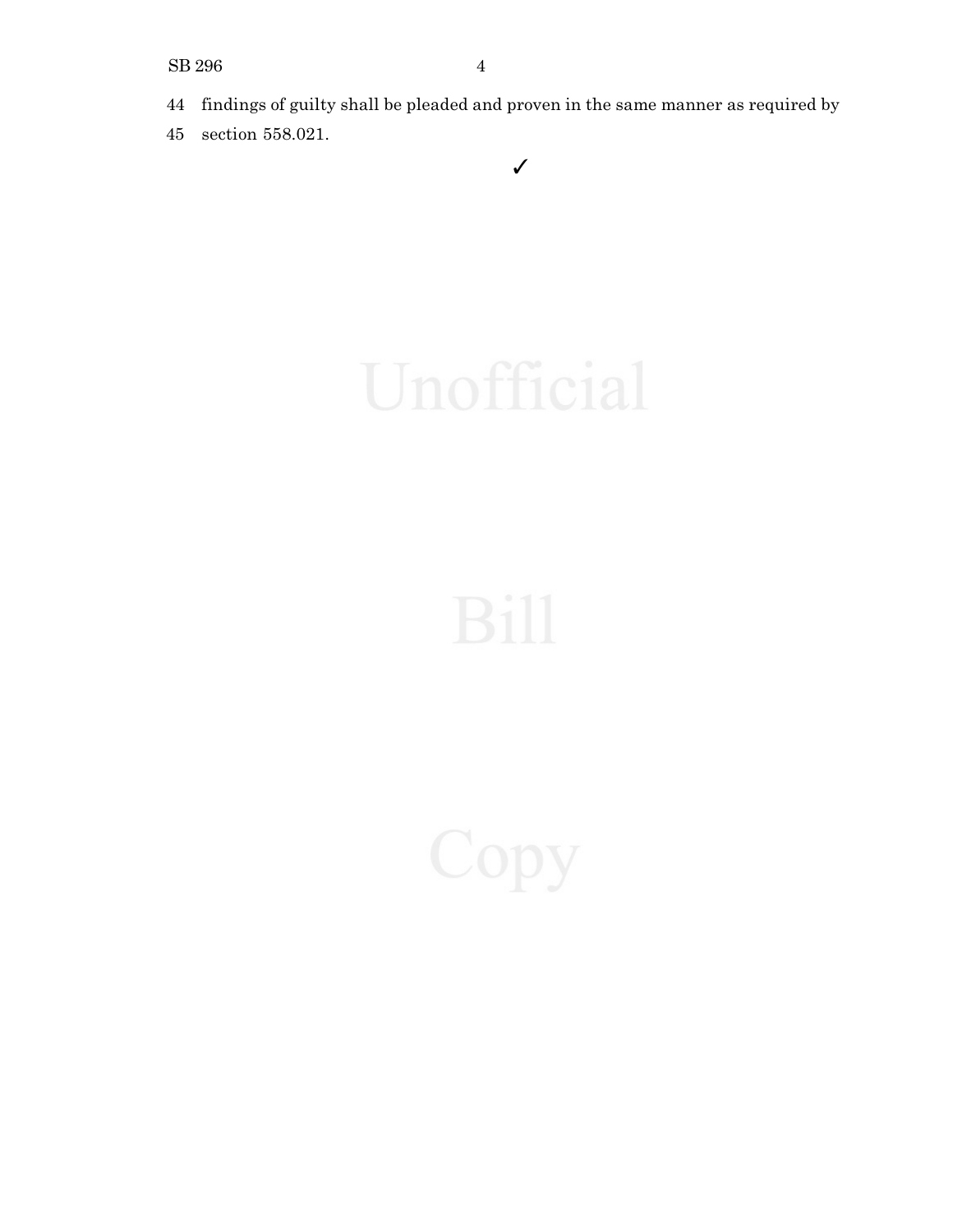44 findings of guilty shall be pleaded and proven in the same manner as required by
45 section 558.021.

✓